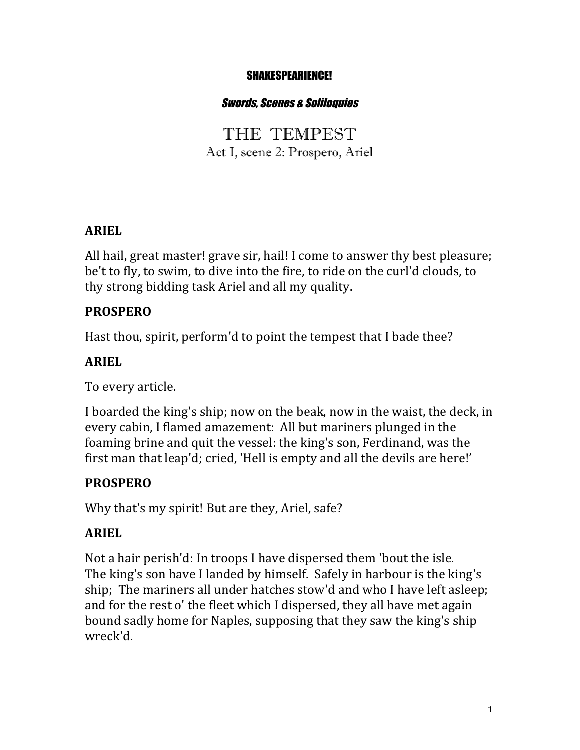<u>SHAKESPEARIENCE!</u>

***Swords, Scenes & Soliloquies***

# THE TEMPEST

## Act I, scene 2: Prospero, Ariel

**ARIEL**

All hail, great master! grave sir, hail! I come to answer thy best pleasure; be't to fly, to swim, to dive into the fire, to ride on the curl'd clouds, to thy strong bidding task Ariel and all my quality.

**PROSPERO**

Hast thou, spirit, perform'd to point the tempest that I bade thee?

**ARIEL**

To every article.

I boarded the king's ship; now on the beak, now in the waist, the deck, in every cabin, I flamed amazement: All but mariners plunged in the foaming brine and quit the vessel: the king's son, Ferdinand, was the first man that leap'd; cried, 'Hell is empty and all the devils are here!'

**PROSPERO**

Why that's my spirit! But are they, Ariel, safe?

**ARIEL**

Not a hair perish'd: In troops I have dispersed them 'bout the isle. The king's son have I landed by himself. Safely in harbour is the king's ship; The mariners all under hatches stow'd and who I have left asleep; and for the rest o' the fleet which I dispersed, they all have met again bound sadly home for Naples, supposing that they saw the king's ship wreck'd.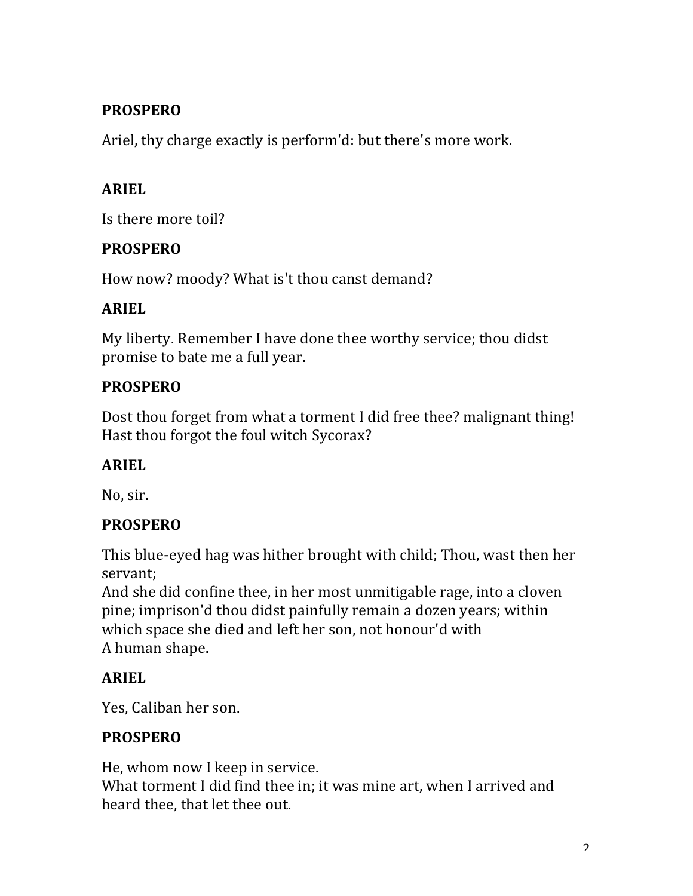**PROSPERO**

Ariel, thy charge exactly is perform'd: but there's more work.

**ARIEL**

Is there more toil?

**PROSPERO**

How now? moody? What is't thou canst demand?

**ARIEL**

My liberty. Remember I have done thee worthy service; thou didst promise to bate me a full year.

**PROSPERO**

Dost thou forget from what a torment I did free thee? malignant thing! Hast thou forgot the foul witch Sycorax?

**ARIEL**

No, sir.

**PROSPERO**

This blue-eyed hag was hither brought with child; Thou, wast then her servant;
And she did confine thee, in her most unmitigable rage, into a cloven pine; imprison'd thou didst painfully remain a dozen years; within which space she died and left her son, not honour'd with
A human shape.

**ARIEL**

Yes, Caliban her son.

**PROSPERO**

He, whom now I keep in service.
What torment I did find thee in; it was mine art, when I arrived and heard thee, that let thee out.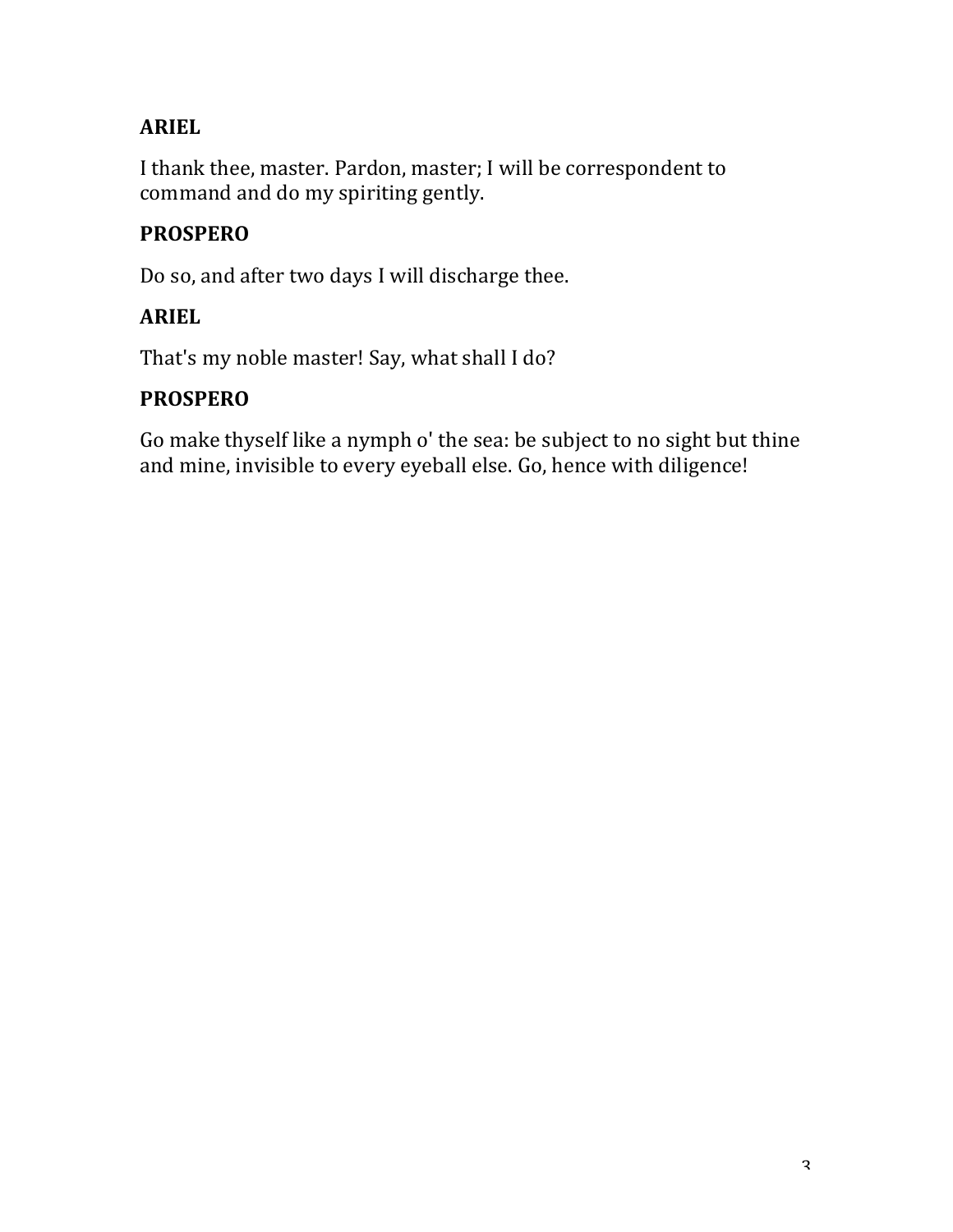**ARIEL**

I thank thee, master. Pardon, master; I will be correspondent to command and do my spiriting gently.

**PROSPERO**

Do so, and after two days I will discharge thee.

**ARIEL**

That's my noble master! Say, what shall I do?

**PROSPERO**

Go make thyself like a nymph o' the sea: be subject to no sight but thine and mine, invisible to every eyeball else. Go, hence with diligence!